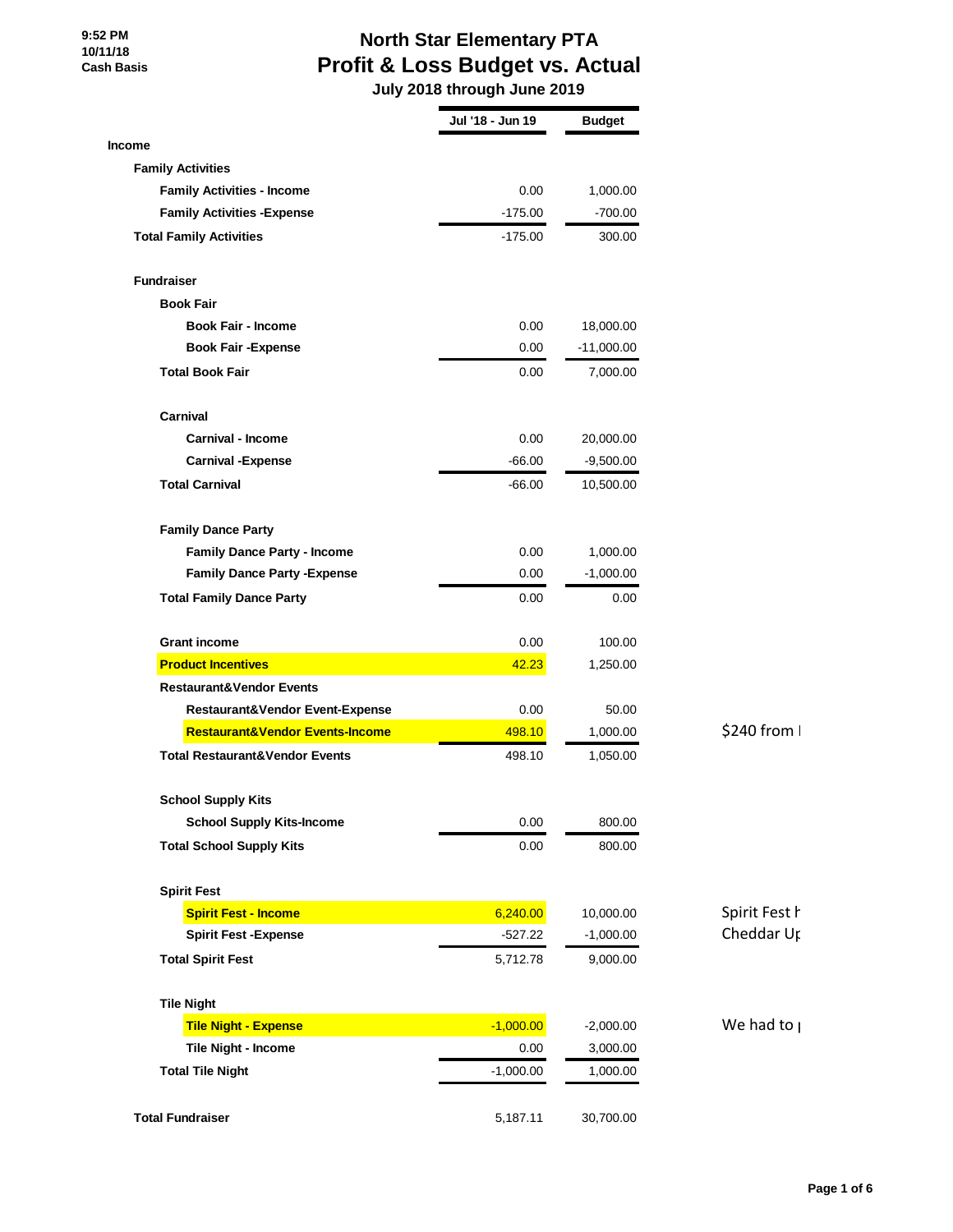9:52 PM
10/11/18
Cash Basis

# North Star Elementary PTA
## Profit & Loss Budget vs. Actual
### July 2018 through June 2019

| | Jul '18 - Jun 19 | Budget | |
|---|---|---|---|
| **Income** | | | |
| **Family Activities** | | | |
| **Family Activities - Income** | 0.00 | 1,000.00 | |
| **Family Activities -Expense** | -175.00 | -700.00 | |
| **Total Family Activities** | -175.00 | 300.00 | |
| **Fundraiser** | | | |
| **Book Fair** | | | |
| **Book Fair - Income** | 0.00 | 18,000.00 | |
| **Book Fair -Expense** | 0.00 | -11,000.00 | |
| **Total Book Fair** | 0.00 | 7,000.00 | |
| **Carnival** | | | |
| **Carnival - Income** | 0.00 | 20,000.00 | |
| **Carnival -Expense** | -66.00 | -9,500.00 | |
| **Total Carnival** | -66.00 | 10,500.00 | |
| **Family Dance Party** | | | |
| **Family Dance Party - Income** | 0.00 | 1,000.00 | |
| **Family Dance Party -Expense** | 0.00 | -1,000.00 | |
| **Total Family Dance Party** | 0.00 | 0.00 | |
| **Grant income** | 0.00 | 100.00 | |
| **Product Incentives** | 42.23 | 1,250.00 | |
| **Restaurant&Vendor Events** | | | |
| **Restaurant&Vendor Event-Expense** | 0.00 | 50.00 | |
| **Restaurant&Vendor Events-Income** | 498.10 | 1,000.00 | $240 from |
| **Total Restaurant&Vendor Events** | 498.10 | 1,050.00 | |
| **School Supply Kits** | | | |
| **School Supply Kits-Income** | 0.00 | 800.00 | |
| **Total School Supply Kits** | 0.00 | 800.00 | |
| **Spirit Fest** | | | |
| **Spirit Fest - Income** | 6,240.00 | 10,000.00 | Spirit Fest h |
| **Spirit Fest -Expense** | -527.22 | -1,000.00 | Cheddar Up |
| **Total Spirit Fest** | 5,712.78 | 9,000.00 | |
| **Tile Night** | | | |
| **Tile Night - Expense** | -1,000.00 | -2,000.00 | We had to |
| **Tile Night - Income** | 0.00 | 3,000.00 | |
| **Total Tile Night** | -1,000.00 | 1,000.00 | |
| **Total Fundraiser** | 5,187.11 | 30,700.00 | |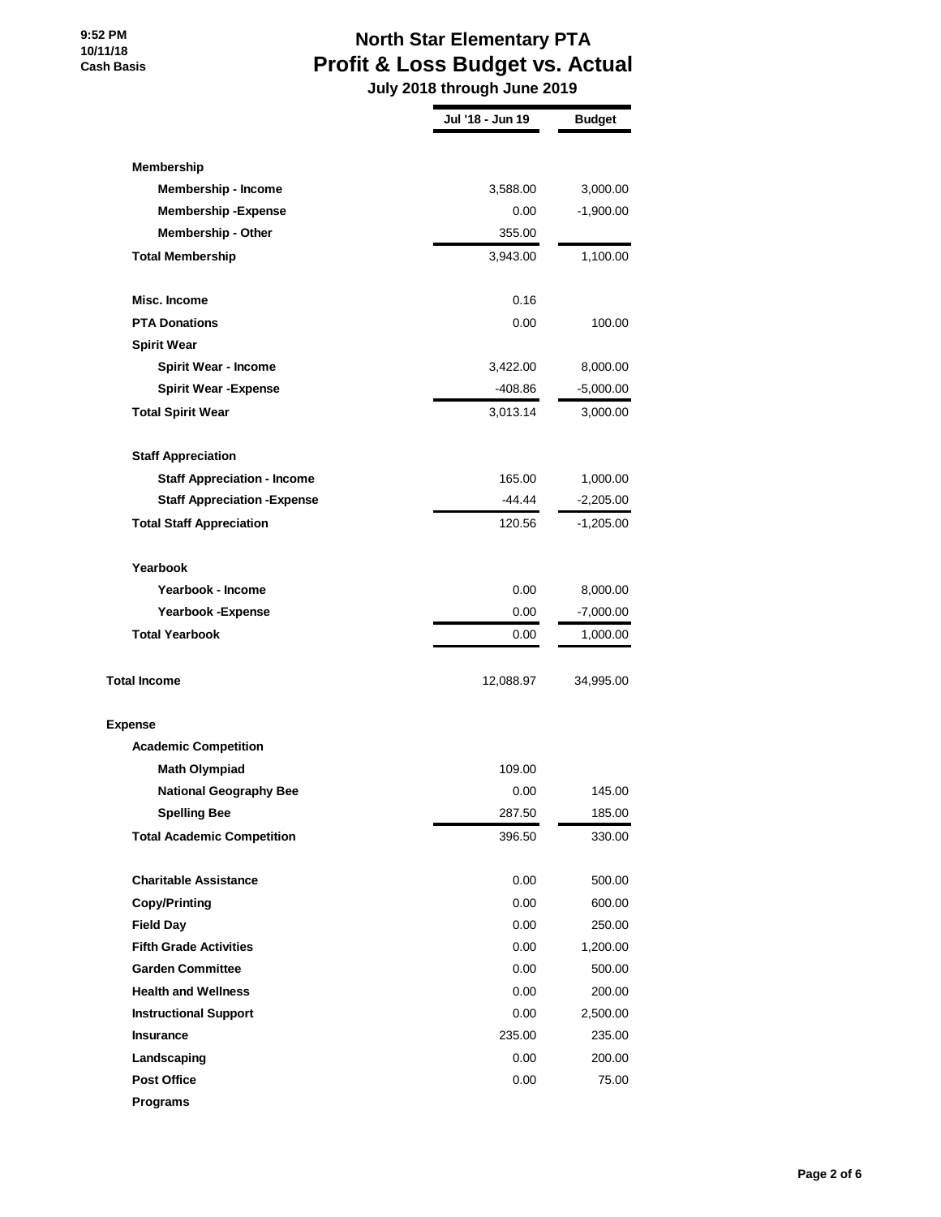9:52 PM
10/11/18
Cash Basis

# North Star Elementary PTA
## Profit & Loss Budget vs. Actual
### July 2018 through June 2019

| | Jul '18 - Jun 19 | Budget |
|---|---|---|
| **Membership** | | |
| **Membership - Income** | 3,588.00 | 3,000.00 |
| **Membership -Expense** | 0.00 | -1,900.00 |
| **Membership - Other** | 355.00 | |
| **Total Membership** | 3,943.00 | 1,100.00 |
| **Misc. Income** | 0.16 | |
| **PTA Donations** | 0.00 | 100.00 |
| **Spirit Wear** | | |
| **Spirit Wear - Income** | 3,422.00 | 8,000.00 |
| **Spirit Wear -Expense** | -408.86 | -5,000.00 |
| **Total Spirit Wear** | 3,013.14 | 3,000.00 |
| **Staff Appreciation** | | |
| **Staff Appreciation - Income** | 165.00 | 1,000.00 |
| **Staff Appreciation -Expense** | -44.44 | -2,205.00 |
| **Total Staff Appreciation** | 120.56 | -1,205.00 |
| **Yearbook** | | |
| **Yearbook - Income** | 0.00 | 8,000.00 |
| **Yearbook -Expense** | 0.00 | -7,000.00 |
| **Total Yearbook** | 0.00 | 1,000.00 |
| **Total Income** | 12,088.97 | 34,995.00 |
| **Expense** | | |
| **Academic Competition** | | |
| **Math Olympiad** | 109.00 | |
| **National Geography Bee** | 0.00 | 145.00 |
| **Spelling Bee** | 287.50 | 185.00 |
| **Total Academic Competition** | 396.50 | 330.00 |
| **Charitable Assistance** | 0.00 | 500.00 |
| **Copy/Printing** | 0.00 | 600.00 |
| **Field Day** | 0.00 | 250.00 |
| **Fifth Grade Activities** | 0.00 | 1,200.00 |
| **Garden Committee** | 0.00 | 500.00 |
| **Health and Wellness** | 0.00 | 200.00 |
| **Instructional Support** | 0.00 | 2,500.00 |
| **Insurance** | 235.00 | 235.00 |
| **Landscaping** | 0.00 | 200.00 |
| **Post Office** | 0.00 | 75.00 |
| **Programs** | | |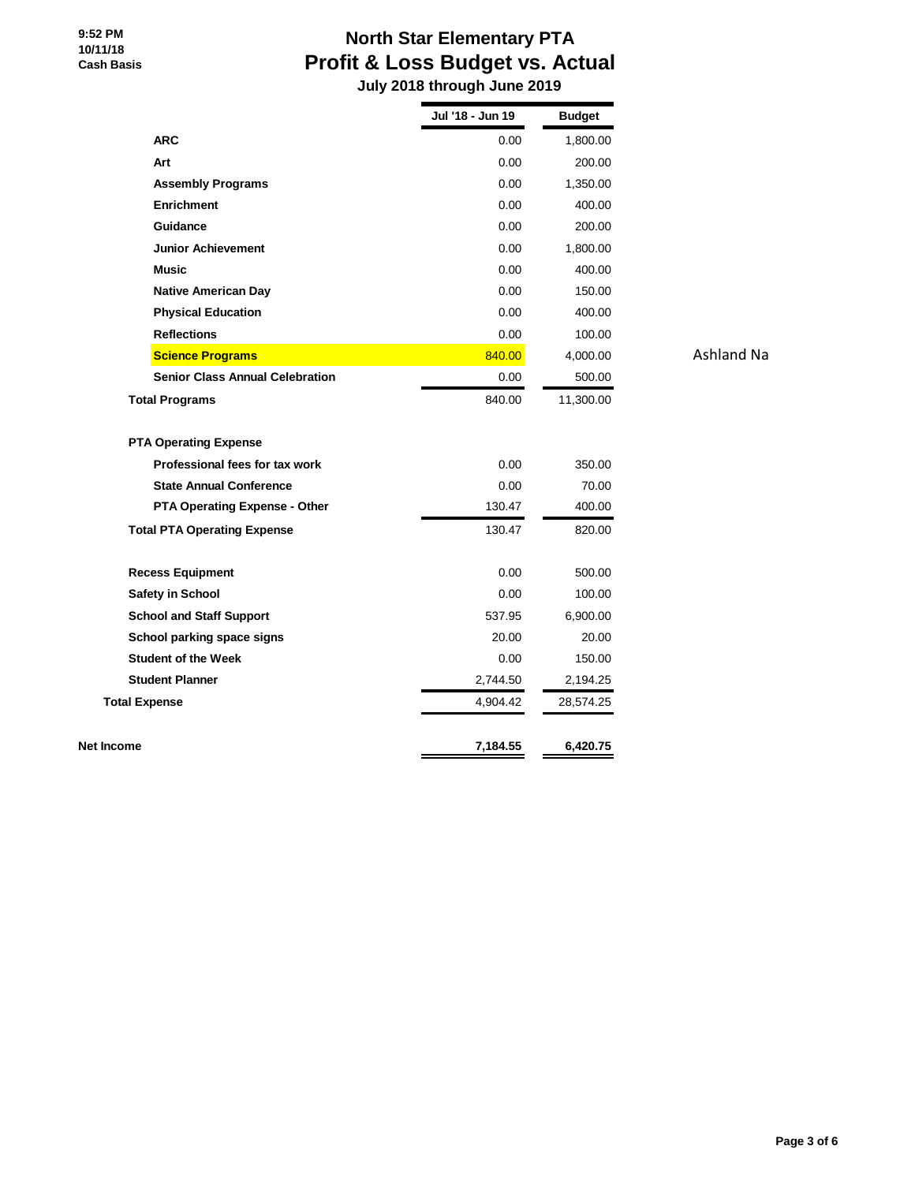9:52 PM
10/11/18
Cash Basis

# North Star Elementary PTA
## Profit & Loss Budget vs. Actual
### July 2018 through June 2019

| | Jul '18 - Jun 19 | Budget | |
|---|---|---|---|
| **ARC** | 0.00 | 1,800.00 | |
| **Art** | 0.00 | 200.00 | |
| **Assembly Programs** | 0.00 | 1,350.00 | |
| **Enrichment** | 0.00 | 400.00 | |
| **Guidance** | 0.00 | 200.00 | |
| **Junior Achievement** | 0.00 | 1,800.00 | |
| **Music** | 0.00 | 400.00 | |
| **Native American Day** | 0.00 | 150.00 | |
| **Physical Education** | 0.00 | 400.00 | |
| **Reflections** | 0.00 | 100.00 | |
| **Science Programs** | 840.00 | 4,000.00 | Ashland Na |
| **Senior Class Annual Celebration** | 0.00 | 500.00 | |
| **Total Programs** | 840.00 | 11,300.00 | |
| | | | |
| **PTA Operating Expense** | | | |
| **Professional fees for tax work** | 0.00 | 350.00 | |
| **State Annual Conference** | 0.00 | 70.00 | |
| **PTA Operating Expense - Other** | 130.47 | 400.00 | |
| **Total PTA Operating Expense** | 130.47 | 820.00 | |
| | | | |
| **Recess Equipment** | 0.00 | 500.00 | |
| **Safety in School** | 0.00 | 100.00 | |
| **School and Staff Support** | 537.95 | 6,900.00 | |
| **School parking space signs** | 20.00 | 20.00 | |
| **Student of the Week** | 0.00 | 150.00 | |
| **Student Planner** | 2,744.50 | 2,194.25 | |
| **Total Expense** | 4,904.42 | 28,574.25 | |
| | | | |
| **Net Income** | **7,184.55** | **6,420.75** | |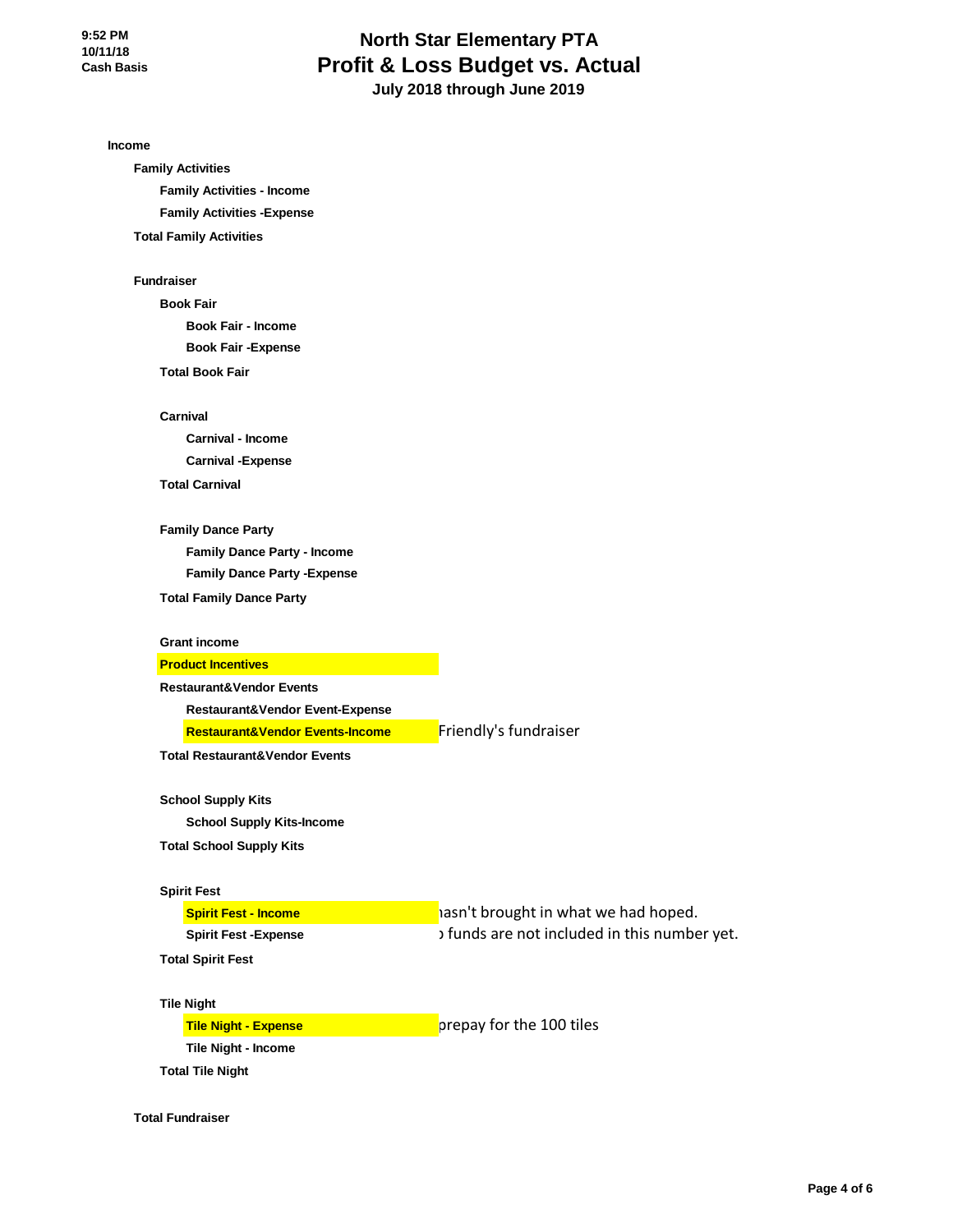# North Star Elementary PTA

## Profit & Loss Budget vs. Actual

### July 2018 through June 2019

9:52 PM
10/11/18
Cash Basis

**Income**

- **Family Activities**
  - **Family Activities - Income**
  - **Family Activities -Expense**
- **Total Family Activities**

- **Fundraiser**
  - **Book Fair**
    - **Book Fair - Income**
    - **Book Fair -Expense**
  - **Total Book Fair**

  - **Carnival**
    - **Carnival - Income**
    - **Carnival -Expense**
  - **Total Carnival**

  - **Family Dance Party**
    - **Family Dance Party - Income**
    - **Family Dance Party -Expense**
  - **Total Family Dance Party**

  - **Grant income**
  - **Product Incentives**
  - **Restaurant&Vendor Events**
    - **Restaurant&Vendor Event-Expense**
    - **Restaurant&Vendor Events-Income** — Friendly's fundraiser
  - **Total Restaurant&Vendor Events**

  - **School Supply Kits**
    - **School Supply Kits-Income**
  - **Total School Supply Kits**

  - **Spirit Fest**
    - **Spirit Fest - Income** — hasn't brought in what we had hoped.
    - **Spirit Fest -Expense** — funds are not included in this number yet.
  - **Total Spirit Fest**

  - **Tile Night**
    - **Tile Night - Expense** — prepay for the 100 tiles
    - **Tile Night - Income**
  - **Total Tile Night**

- **Total Fundraiser**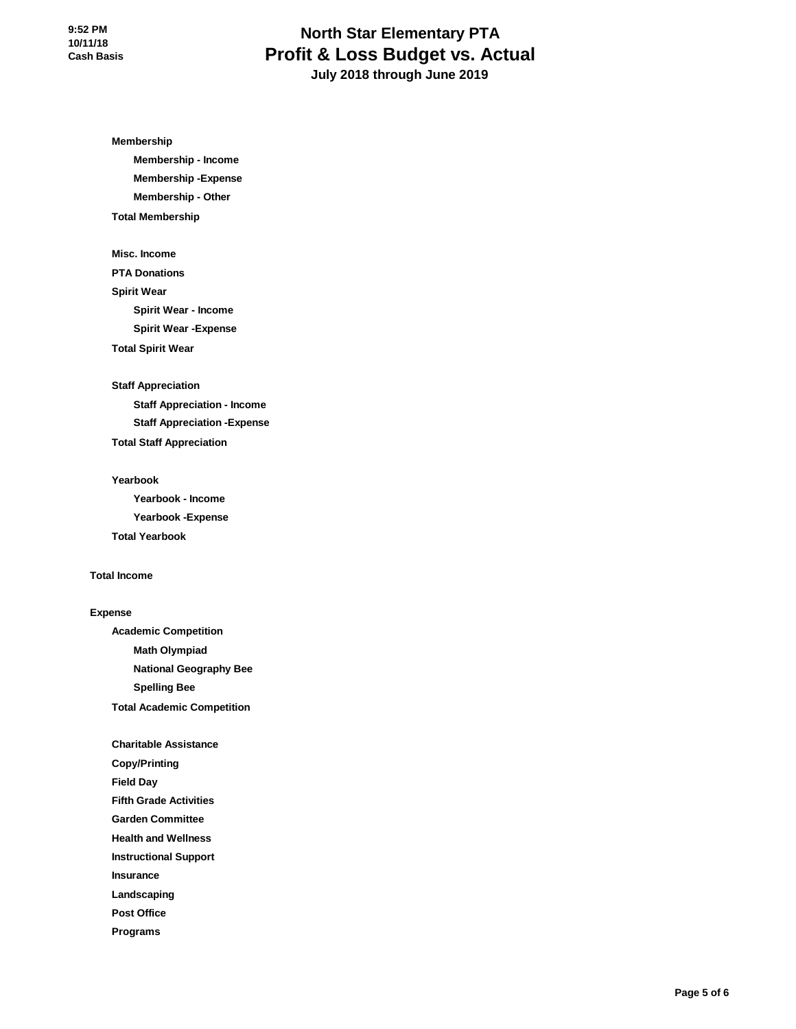# North Star Elementary PTA

## Profit & Loss Budget vs. Actual

### July 2018 through June 2019

9:52 PM
10/11/18
Cash Basis

- **Membership**
  - **Membership - Income**
  - **Membership -Expense**
  - **Membership - Other**
- **Total Membership**

- **Misc. Income**
- **PTA Donations**
- **Spirit Wear**
  - **Spirit Wear - Income**
  - **Spirit Wear -Expense**
- **Total Spirit Wear**

- **Staff Appreciation**
  - **Staff Appreciation - Income**
  - **Staff Appreciation -Expense**
- **Total Staff Appreciation**

- **Yearbook**
  - **Yearbook - Income**
  - **Yearbook -Expense**
- **Total Yearbook**

**Total Income**

**Expense**

- **Academic Competition**
  - **Math Olympiad**
  - **National Geography Bee**
  - **Spelling Bee**
- **Total Academic Competition**

- **Charitable Assistance**
- **Copy/Printing**
- **Field Day**
- **Fifth Grade Activities**
- **Garden Committee**
- **Health and Wellness**
- **Instructional Support**
- **Insurance**
- **Landscaping**
- **Post Office**
- **Programs**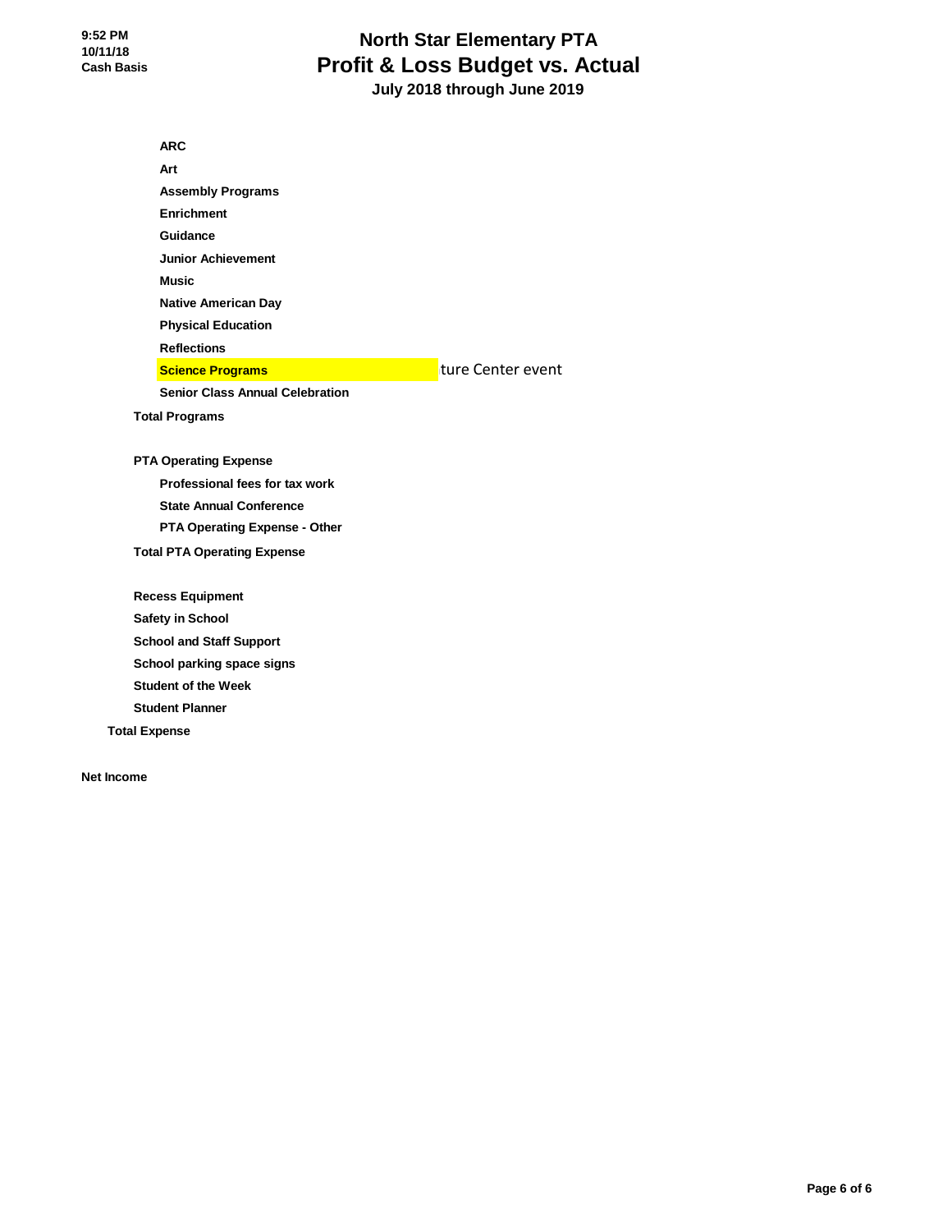# North Star Elementary PTA
## Profit & Loss Budget vs. Actual
### July 2018 through June 2019

9:52 PM
10/11/18
Cash Basis

- **ARC**
- **Art**
- **Assembly Programs**
- **Enrichment**
- **Guidance**
- **Junior Achievement**
- **Music**
- **Native American Day**
- **Physical Education**
- **Reflections**
- **Science Programs** ture Center event
- **Senior Class Annual Celebration**

**Total Programs**

**PTA Operating Expense**

- **Professional fees for tax work**
- **State Annual Conference**
- **PTA Operating Expense - Other**

**Total PTA Operating Expense**

**Recess Equipment**

**Safety in School**

**School and Staff Support**

**School parking space signs**

**Student of the Week**

**Student Planner**

**Total Expense**

**Net Income**